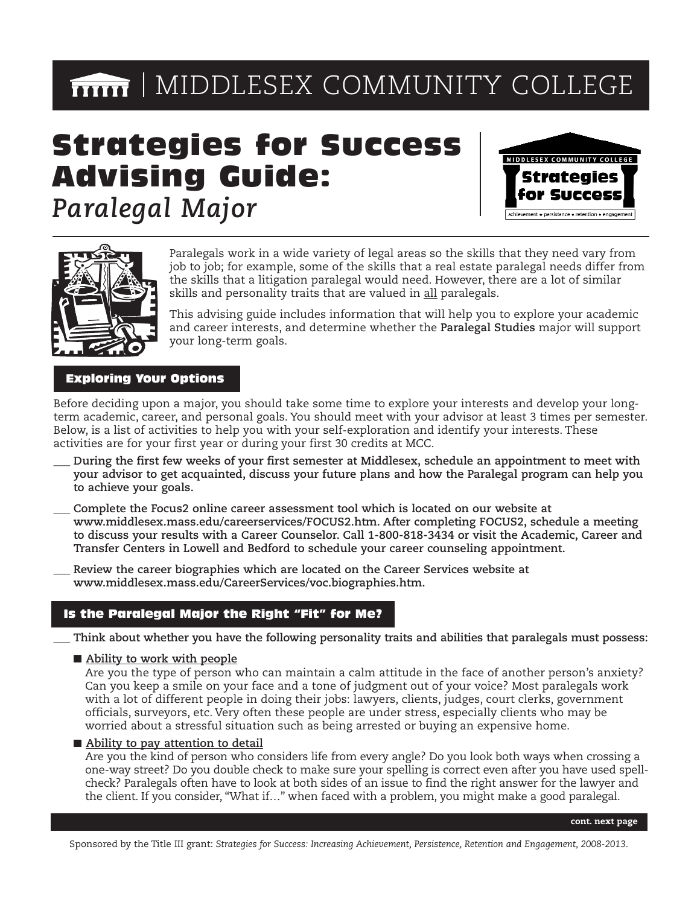# MIDDLESEX COMMUNITY COLLEGE

# Strategies for Success Advising Guide:
## *Paralegal Major*

Paralegals work in a wide variety of legal areas so the skills that they need vary from job to job; for example, some of the skills that a real estate paralegal needs differ from the skills that a litigation paralegal would need. However, there are a lot of similar skills and personality traits that are valued in <u>all</u> paralegals.

This advising guide includes information that will help you to explore your academic and career interests, and determine whether the **Paralegal Studies** major will support your long-term goals.

## Exploring Your Options

Before deciding upon a major, you should take some time to explore your interests and develop your long-term academic, career, and personal goals. You should meet with your advisor at least 3 times per semester. Below, is a list of activities to help you with your self-exploration and identify your interests. These activities are for your first year or during your first 30 credits at MCC.

___ **During the first few weeks of your first semester at Middlesex, schedule an appointment to meet with your advisor to get acquainted, discuss your future plans and how the Paralegal program can help you to achieve your goals.**

___ **Complete the Focus2 online career assessment tool which is located on our website at www.middlesex.mass.edu/careerservices/FOCUS2.htm. After completing FOCUS2, schedule a meeting to discuss your results with a Career Counselor. Call 1-800-818-3434 or visit the Academic, Career and Transfer Centers in Lowell and Bedford to schedule your career counseling appointment.**

___ **Review the career biographies which are located on the Career Services website at www.middlesex.mass.edu/CareerServices/voc.biographies.htm.**

## Is the Paralegal Major the Right "Fit" for Me?

___ **Think about whether you have the following personality traits and abilities that paralegals must possess:**

- **<u>Ability to work with people</u>**
  Are you the type of person who can maintain a calm attitude in the face of another person's anxiety? Can you keep a smile on your face and a tone of judgment out of your voice? Most paralegals work with a lot of different people in doing their jobs: lawyers, clients, judges, court clerks, government officials, surveyors, etc. Very often these people are under stress, especially clients who may be worried about a stressful situation such as being arrested or buying an expensive home.

- **<u>Ability to pay attention to detail</u>**
  Are you the kind of person who considers life from every angle? Do you look both ways when crossing a one-way street? Do you double check to make sure your spelling is correct even after you have used spell-check? Paralegals often have to look at both sides of an issue to find the right answer for the lawyer and the client. If you consider, "What if…" when faced with a problem, you might make a good paralegal.

**cont. next page**

Sponsored by the Title III grant: *Strategies for Success: Increasing Achievement, Persistence, Retention and Engagement, 2008-2013.*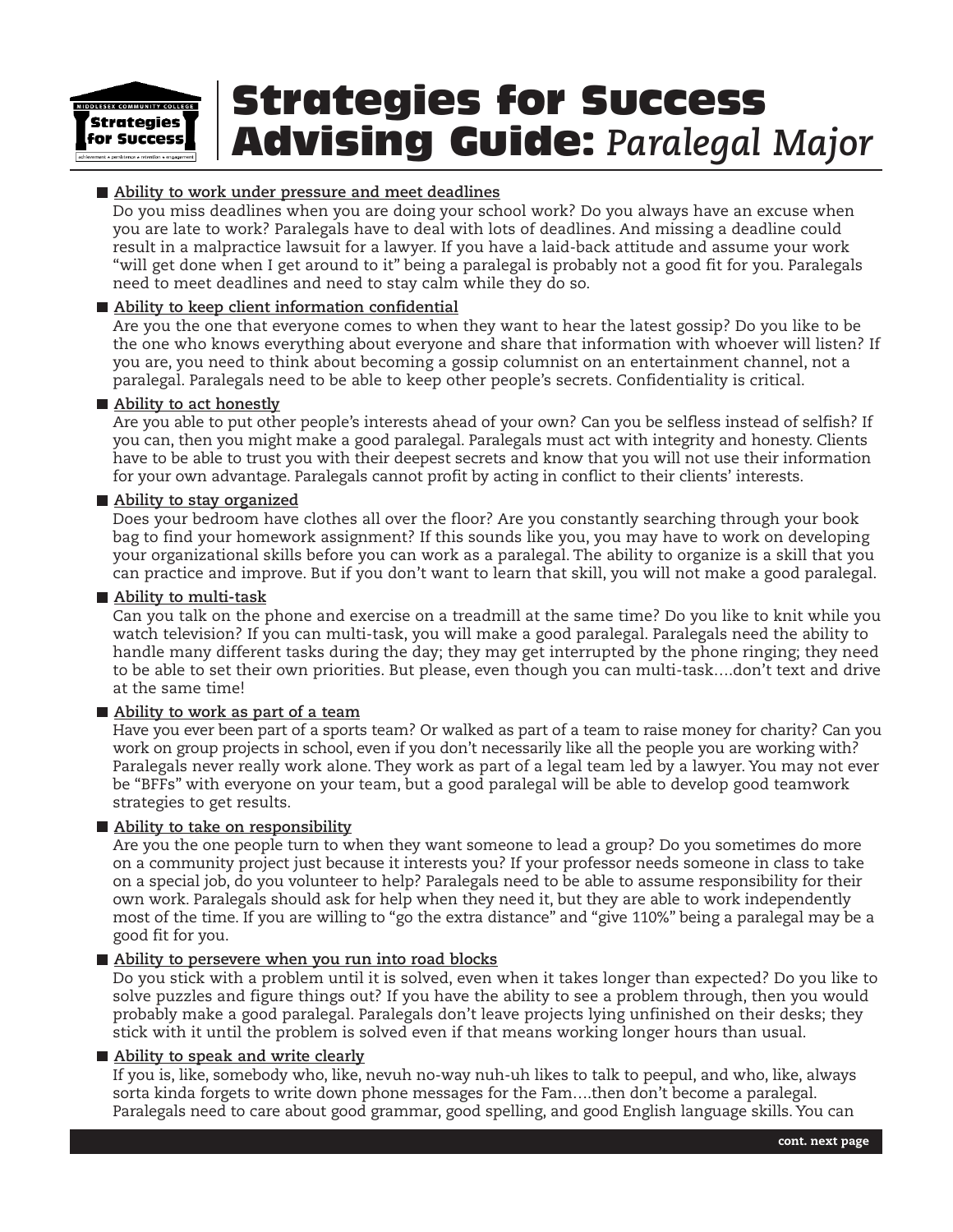# Strategies for Success Advising Guide: *Paralegal Major*

- **Ability to work under pressure and meet deadlines**

  Do you miss deadlines when you are doing your school work? Do you always have an excuse when you are late to work? Paralegals have to deal with lots of deadlines. And missing a deadline could result in a malpractice lawsuit for a lawyer. If you have a laid-back attitude and assume your work "will get done when I get around to it" being a paralegal is probably not a good fit for you. Paralegals need to meet deadlines and need to stay calm while they do so.

- **Ability to keep client information confidential**

  Are you the one that everyone comes to when they want to hear the latest gossip? Do you like to be the one who knows everything about everyone and share that information with whoever will listen? If you are, you need to think about becoming a gossip columnist on an entertainment channel, not a paralegal. Paralegals need to be able to keep other people's secrets. Confidentiality is critical.

- **Ability to act honestly**

  Are you able to put other people's interests ahead of your own? Can you be selfless instead of selfish? If you can, then you might make a good paralegal. Paralegals must act with integrity and honesty. Clients have to be able to trust you with their deepest secrets and know that you will not use their information for your own advantage. Paralegals cannot profit by acting in conflict to their clients' interests.

- **Ability to stay organized**

  Does your bedroom have clothes all over the floor? Are you constantly searching through your book bag to find your homework assignment? If this sounds like you, you may have to work on developing your organizational skills before you can work as a paralegal. The ability to organize is a skill that you can practice and improve. But if you don't want to learn that skill, you will not make a good paralegal.

- **Ability to multi-task**

  Can you talk on the phone and exercise on a treadmill at the same time? Do you like to knit while you watch television? If you can multi-task, you will make a good paralegal. Paralegals need the ability to handle many different tasks during the day; they may get interrupted by the phone ringing; they need to be able to set their own priorities. But please, even though you can multi-task….don't text and drive at the same time!

- **Ability to work as part of a team**

  Have you ever been part of a sports team? Or walked as part of a team to raise money for charity? Can you work on group projects in school, even if you don't necessarily like all the people you are working with? Paralegals never really work alone. They work as part of a legal team led by a lawyer. You may not ever be "BFFs" with everyone on your team, but a good paralegal will be able to develop good teamwork strategies to get results.

- **Ability to take on responsibility**

  Are you the one people turn to when they want someone to lead a group? Do you sometimes do more on a community project just because it interests you? If your professor needs someone in class to take on a special job, do you volunteer to help? Paralegals need to be able to assume responsibility for their own work. Paralegals should ask for help when they need it, but they are able to work independently most of the time. If you are willing to "go the extra distance" and "give 110%" being a paralegal may be a good fit for you.

- **Ability to persevere when you run into road blocks**

  Do you stick with a problem until it is solved, even when it takes longer than expected? Do you like to solve puzzles and figure things out? If you have the ability to see a problem through, then you would probably make a good paralegal. Paralegals don't leave projects lying unfinished on their desks; they stick with it until the problem is solved even if that means working longer hours than usual.

- **Ability to speak and write clearly**

  If you is, like, somebody who, like, nevuh no-way nuh-uh likes to talk to peepul, and who, like, always sorta kinda forgets to write down phone messages for the Fam….then don't become a paralegal. Paralegals need to care about good grammar, good spelling, and good English language skills. You can

cont. next page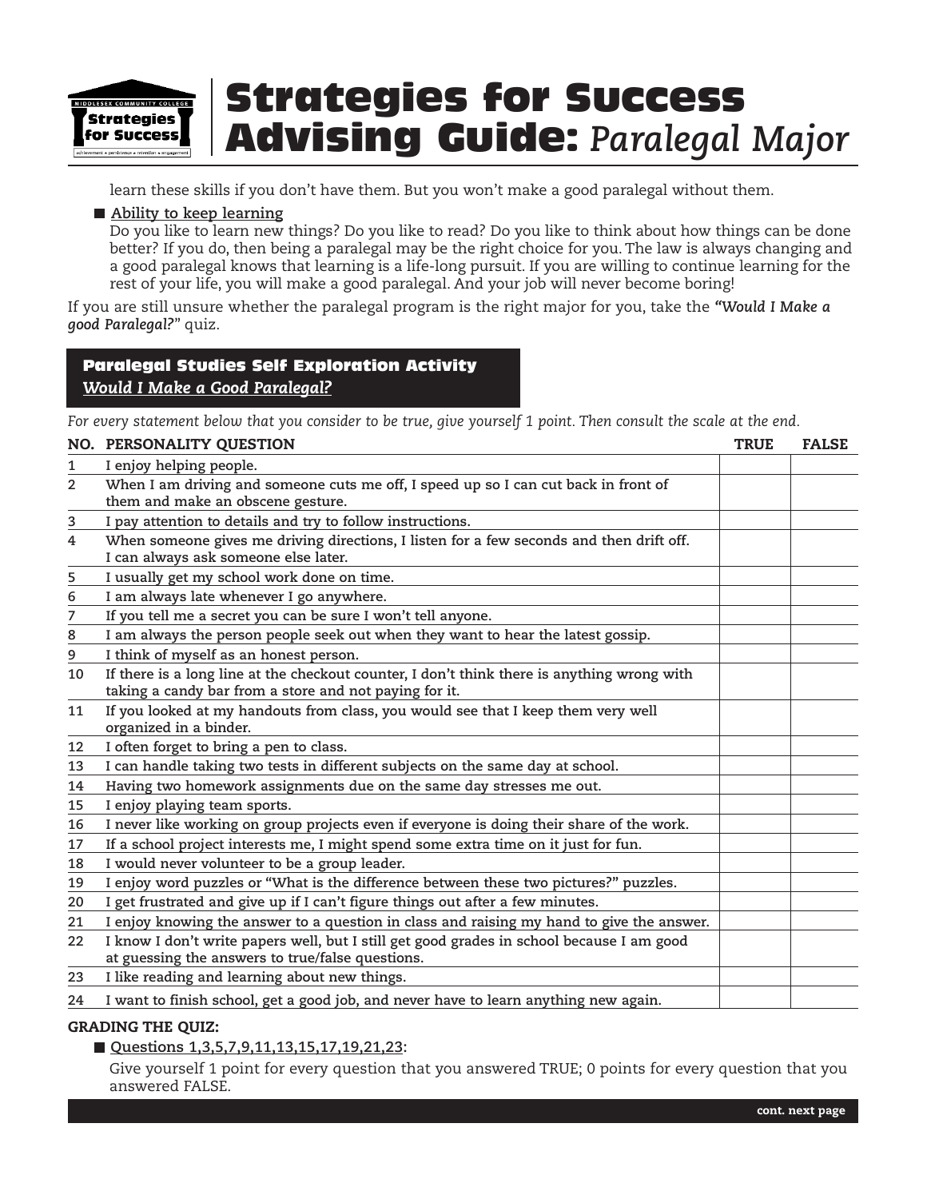learn these skills if you don't have them. But you won't make a good paralegal without them.

- **Ability to keep learning**

  Do you like to learn new things? Do you like to read? Do you like to think about how things can be done better? If you do, then being a paralegal may be the right choice for you. The law is always changing and a good paralegal knows that learning is a life-long pursuit. If you are willing to continue learning for the rest of your life, you will make a good paralegal. And your job will never become boring!

If you are still unsure whether the paralegal program is the right major for you, take the ***"Would I Make a good Paralegal?"*** quiz.

## Paralegal Studies Self Exploration Activity

***Would I Make a Good Paralegal?***

*For every statement below that you consider to be true, give yourself 1 point. Then consult the scale at the end.*

| NO. | PERSONALITY QUESTION | TRUE | FALSE |
|---|---|---|---|
| 1 | I enjoy helping people. | | |
| 2 | When I am driving and someone cuts me off, I speed up so I can cut back in front of them and make an obscene gesture. | | |
| 3 | I pay attention to details and try to follow instructions. | | |
| 4 | When someone gives me driving directions, I listen for a few seconds and then drift off. I can always ask someone else later. | | |
| 5 | I usually get my school work done on time. | | |
| 6 | I am always late whenever I go anywhere. | | |
| 7 | If you tell me a secret you can be sure I won't tell anyone. | | |
| 8 | I am always the person people seek out when they want to hear the latest gossip. | | |
| 9 | I think of myself as an honest person. | | |
| 10 | If there is a long line at the checkout counter, I don't think there is anything wrong with taking a candy bar from a store and not paying for it. | | |
| 11 | If you looked at my handouts from class, you would see that I keep them very well organized in a binder. | | |
| 12 | I often forget to bring a pen to class. | | |
| 13 | I can handle taking two tests in different subjects on the same day at school. | | |
| 14 | Having two homework assignments due on the same day stresses me out. | | |
| 15 | I enjoy playing team sports. | | |
| 16 | I never like working on group projects even if everyone is doing their share of the work. | | |
| 17 | If a school project interests me, I might spend some extra time on it just for fun. | | |
| 18 | I would never volunteer to be a group leader. | | |
| 19 | I enjoy word puzzles or "What is the difference between these two pictures?" puzzles. | | |
| 20 | I get frustrated and give up if I can't figure things out after a few minutes. | | |
| 21 | I enjoy knowing the answer to a question in class and raising my hand to give the answer. | | |
| 22 | I know I don't write papers well, but I still get good grades in school because I am good at guessing the answers to true/false questions. | | |
| 23 | I like reading and learning about new things. | | |
| 24 | I want to finish school, get a good job, and never have to learn anything new again. | | |

**GRADING THE QUIZ:**

- **Questions 1,3,5,7,9,11,13,15,17,19,21,23:**

  Give yourself 1 point for every question that you answered TRUE; 0 points for every question that you answered FALSE.

**cont. next page**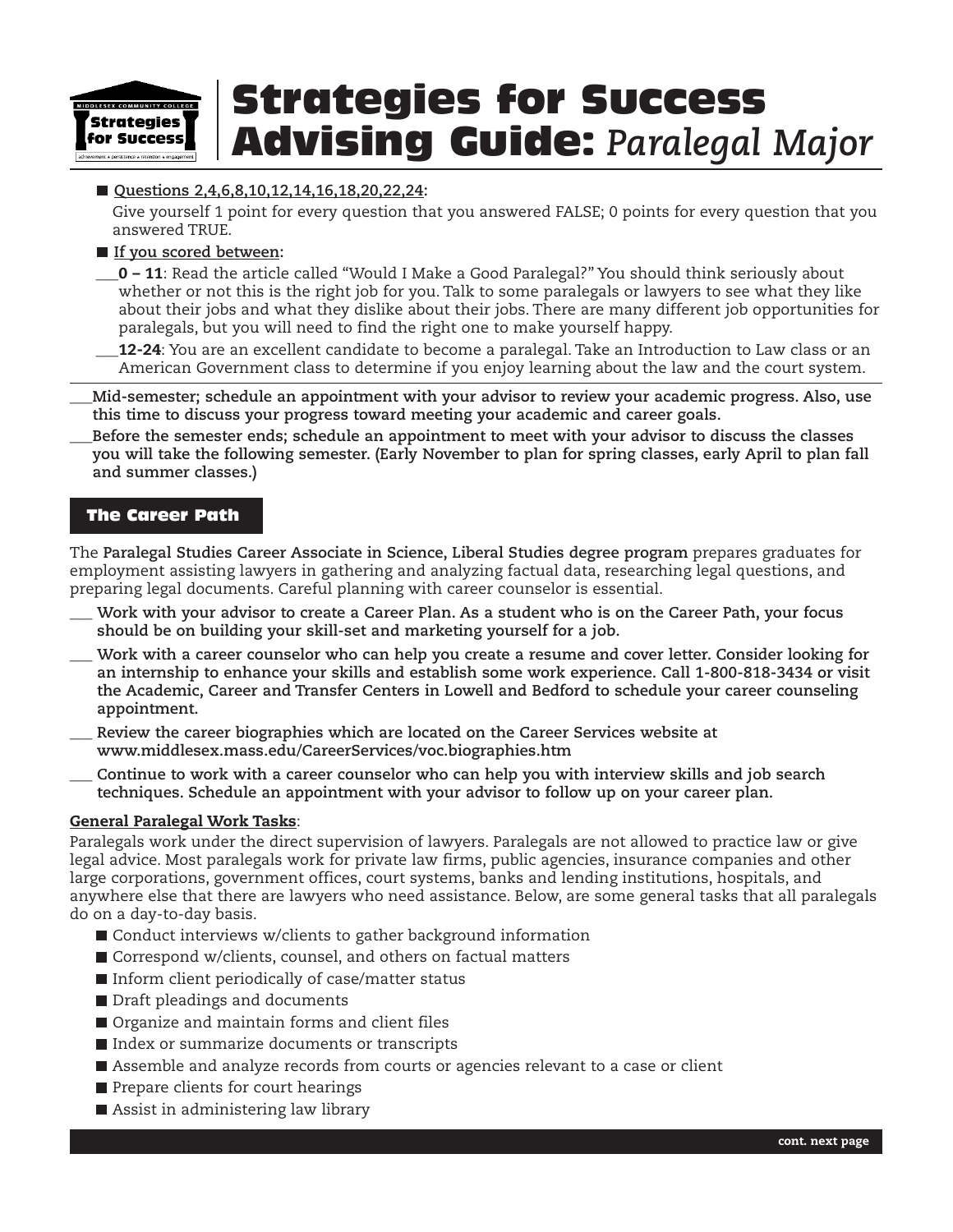- **Questions 2,4,6,8,10,12,14,16,18,20,22,24:**
  Give yourself 1 point for every question that you answered FALSE; 0 points for every question that you answered TRUE.
- **If you scored between:**
  ___**0 – 11**: Read the article called "Would I Make a Good Paralegal?" You should think seriously about whether or not this is the right job for you. Talk to some paralegals or lawyers to see what they like about their jobs and what they dislike about their jobs. There are many different job opportunities for paralegals, but you will need to find the right one to make yourself happy.
  ___**12-24**: You are an excellent candidate to become a paralegal. Take an Introduction to Law class or an American Government class to determine if you enjoy learning about the law and the court system.

___**Mid-semester; schedule an appointment with your advisor to review your academic progress. Also, use this time to discuss your progress toward meeting your academic and career goals.**

___**Before the semester ends; schedule an appointment to meet with your advisor to discuss the classes you will take the following semester. (Early November to plan for spring classes, early April to plan fall and summer classes.)**

## The Career Path

The **Paralegal Studies Career Associate in Science, Liberal Studies degree program** prepares graduates for employment assisting lawyers in gathering and analyzing factual data, researching legal questions, and preparing legal documents. Careful planning with career counselor is essential.

___ **Work with your advisor to create a Career Plan. As a student who is on the Career Path, your focus should be on building your skill-set and marketing yourself for a job.**

___ **Work with a career counselor who can help you create a resume and cover letter. Consider looking for an internship to enhance your skills and establish some work experience. Call 1-800-818-3434 or visit the Academic, Career and Transfer Centers in Lowell and Bedford to schedule your career counseling appointment.**

___ **Review the career biographies which are located on the Career Services website at www.middlesex.mass.edu/CareerServices/voc.biographies.htm**

___ **Continue to work with a career counselor who can help you with interview skills and job search techniques. Schedule an appointment with your advisor to follow up on your career plan.**

**General Paralegal Work Tasks**:

Paralegals work under the direct supervision of lawyers. Paralegals are not allowed to practice law or give legal advice. Most paralegals work for private law firms, public agencies, insurance companies and other large corporations, government offices, court systems, banks and lending institutions, hospitals, and anywhere else that there are lawyers who need assistance. Below, are some general tasks that all paralegals do on a day-to-day basis.

- Conduct interviews w/clients to gather background information
- Correspond w/clients, counsel, and others on factual matters
- Inform client periodically of case/matter status
- Draft pleadings and documents
- Organize and maintain forms and client files
- Index or summarize documents or transcripts
- Assemble and analyze records from courts or agencies relevant to a case or client
- Prepare clients for court hearings
- Assist in administering law library

cont. next page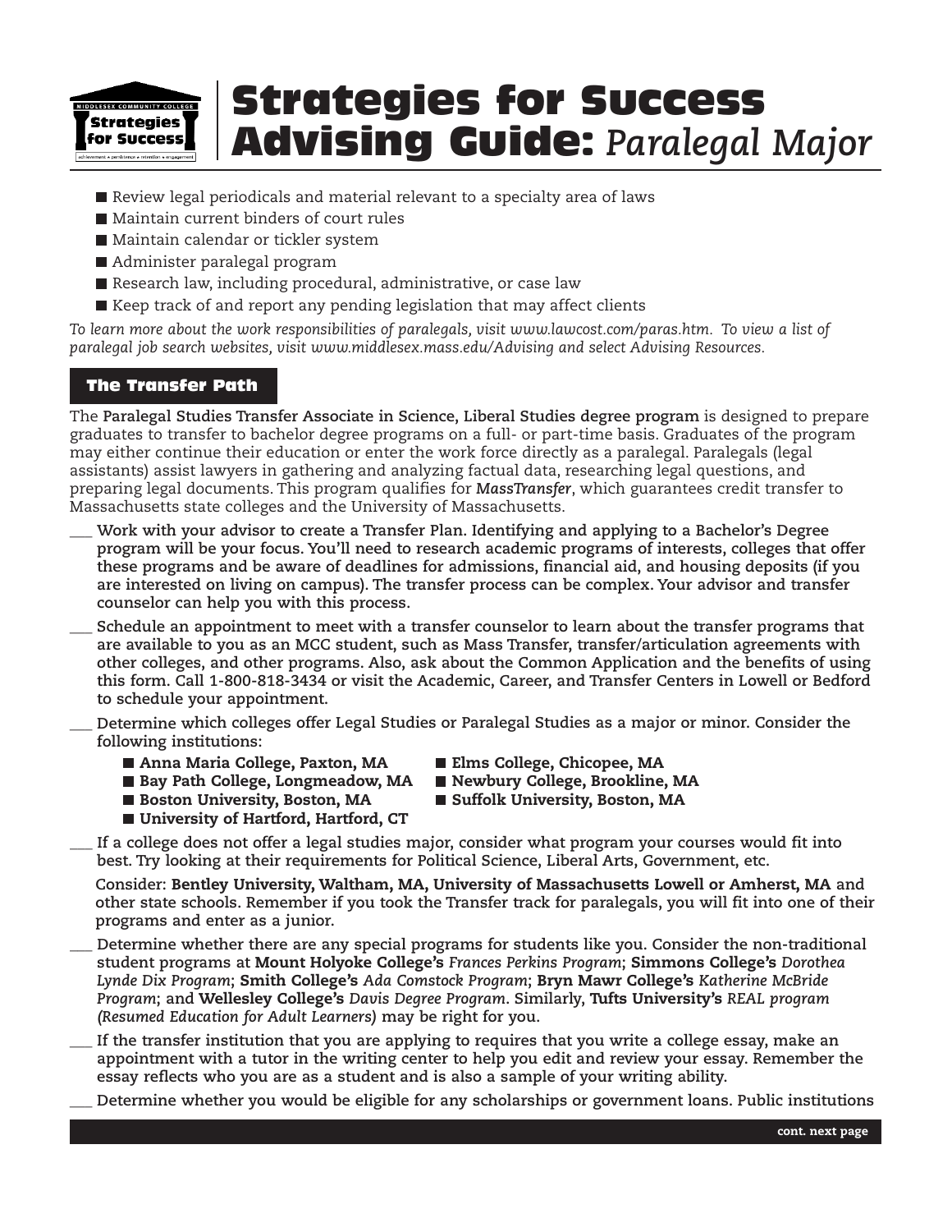- Review legal periodicals and material relevant to a specialty area of laws
- Maintain current binders of court rules
- Maintain calendar or tickler system
- Administer paralegal program
- Research law, including procedural, administrative, or case law
- Keep track of and report any pending legislation that may affect clients

*To learn more about the work responsibilities of paralegals, visit www.lawcost.com/paras.htm. To view a list of paralegal job search websites, visit www.middlesex.mass.edu/Advising and select Advising Resources.*

## The Transfer Path

The **Paralegal Studies Transfer Associate in Science, Liberal Studies degree program** is designed to prepare graduates to transfer to bachelor degree programs on a full- or part-time basis. Graduates of the program may either continue their education or enter the work force directly as a paralegal. Paralegals (legal assistants) assist lawyers in gathering and analyzing factual data, researching legal questions, and preparing legal documents. This program qualifies for ***MassTransfer***, which guarantees credit transfer to Massachusetts state colleges and the University of Massachusetts.

___ **Work with your advisor to create a Transfer Plan. Identifying and applying to a Bachelor's Degree program will be your focus. You'll need to research academic programs of interests, colleges that offer these programs and be aware of deadlines for admissions, financial aid, and housing deposits (if you are interested on living on campus). The transfer process can be complex. Your advisor and transfer counselor can help you with this process.**

___ **Schedule an appointment to meet with a transfer counselor to learn about the transfer programs that are available to you as an MCC student, such as Mass Transfer, transfer/articulation agreements with other colleges, and other programs. Also, ask about the Common Application and the benefits of using this form. Call 1-800-818-3434 or visit the Academic, Career, and Transfer Centers in Lowell or Bedford to schedule your appointment.**

___ **Determine which colleges offer Legal Studies or Paralegal Studies as a major or minor. Consider the following institutions:**

- **Anna Maria College, Paxton, MA**
- **Bay Path College, Longmeadow, MA**
- **Boston University, Boston, MA**
- **University of Hartford, Hartford, CT**
- **Elms College, Chicopee, MA**
- **Newbury College, Brookline, MA**
- **Suffolk University, Boston, MA**

___ **If a college does not offer a legal studies major, consider what program your courses would fit into best. Try looking at their requirements for Political Science, Liberal Arts, Government, etc.**

**Consider: Bentley University, Waltham, MA, University of Massachusetts Lowell or Amherst, MA and other state schools. Remember if you took the Transfer track for paralegals, you will fit into one of their programs and enter as a junior.**

___ **Determine whether there are any special programs for students like you. Consider the non-traditional student programs at Mount Holyoke College's** ***Frances Perkins Program*****; Simmons College's** ***Dorothea Lynde Dix Program*****; Smith College's** ***Ada Comstock Program*****; Bryn Mawr College's** ***Katherine McBride Program*****; and Wellesley College's** ***Davis Degree Program*****. Similarly, Tufts University's** ***REAL program (Resumed Education for Adult Learners)*** **may be right for you.**

___ **If the transfer institution that you are applying to requires that you write a college essay, make an appointment with a tutor in the writing center to help you edit and review your essay. Remember the essay reflects who you are as a student and is also a sample of your writing ability.**

___ **Determine whether you would be eligible for any scholarships or government loans. Public institutions**

**cont. next page**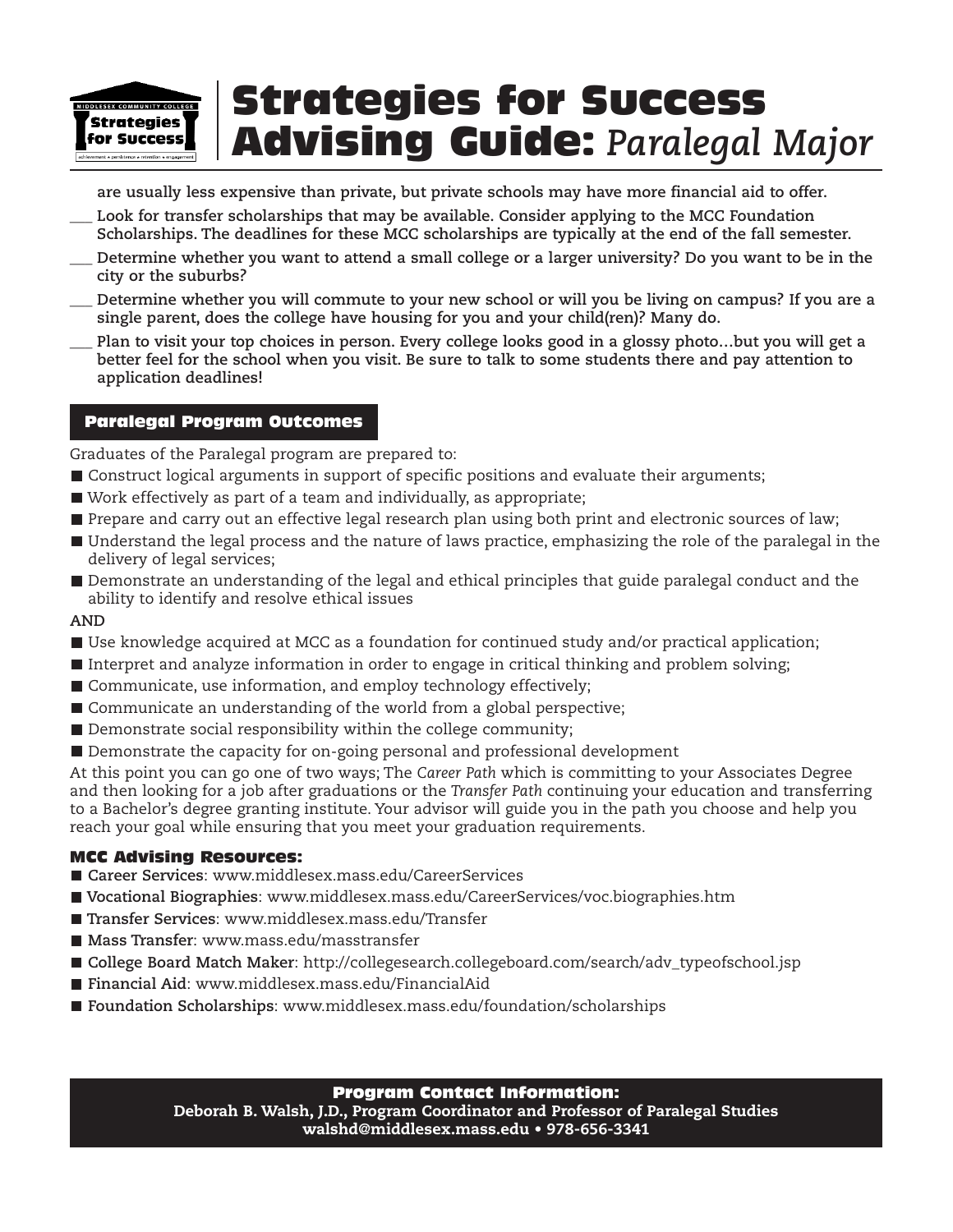are usually less expensive than private, but private schools may have more financial aid to offer.

- ___ Look for transfer scholarships that may be available. Consider applying to the MCC Foundation Scholarships. The deadlines for these MCC scholarships are typically at the end of the fall semester.
- ___ Determine whether you want to attend a small college or a larger university? Do you want to be in the city or the suburbs?
- ___ Determine whether you will commute to your new school or will you be living on campus? If you are a single parent, does the college have housing for you and your child(ren)? Many do.
- ___ Plan to visit your top choices in person. Every college looks good in a glossy photo…but you will get a better feel for the school when you visit. Be sure to talk to some students there and pay attention to application deadlines!

## Paralegal Program Outcomes

Graduates of the Paralegal program are prepared to:

- Construct logical arguments in support of specific positions and evaluate their arguments;
- Work effectively as part of a team and individually, as appropriate;
- Prepare and carry out an effective legal research plan using both print and electronic sources of law;
- Understand the legal process and the nature of laws practice, emphasizing the role of the paralegal in the delivery of legal services;
- Demonstrate an understanding of the legal and ethical principles that guide paralegal conduct and the ability to identify and resolve ethical issues

**AND**

- Use knowledge acquired at MCC as a foundation for continued study and/or practical application;
- Interpret and analyze information in order to engage in critical thinking and problem solving;
- Communicate, use information, and employ technology effectively;
- Communicate an understanding of the world from a global perspective;
- Demonstrate social responsibility within the college community;
- Demonstrate the capacity for on-going personal and professional development

At this point you can go one of two ways; The *Career Path* which is committing to your Associates Degree and then looking for a job after graduations or the *Transfer Path* continuing your education and transferring to a Bachelor's degree granting institute. Your advisor will guide you in the path you choose and help you reach your goal while ensuring that you meet your graduation requirements.

### MCC Advising Resources:

- **Career Services**: www.middlesex.mass.edu/CareerServices
- **Vocational Biographies**: www.middlesex.mass.edu/CareerServices/voc.biographies.htm
- **Transfer Services**: www.middlesex.mass.edu/Transfer
- **Mass Transfer**: www.mass.edu/masstransfer
- **College Board Match Maker**: http://collegesearch.collegeboard.com/search/adv_typeofschool.jsp
- **Financial Aid**: www.middlesex.mass.edu/FinancialAid
- **Foundation Scholarships**: www.middlesex.mass.edu/foundation/scholarships

**Program Contact Information:**
**Deborah B. Walsh, J.D., Program Coordinator and Professor of Paralegal Studies**
**walshd@middlesex.mass.edu • 978-656-3341**